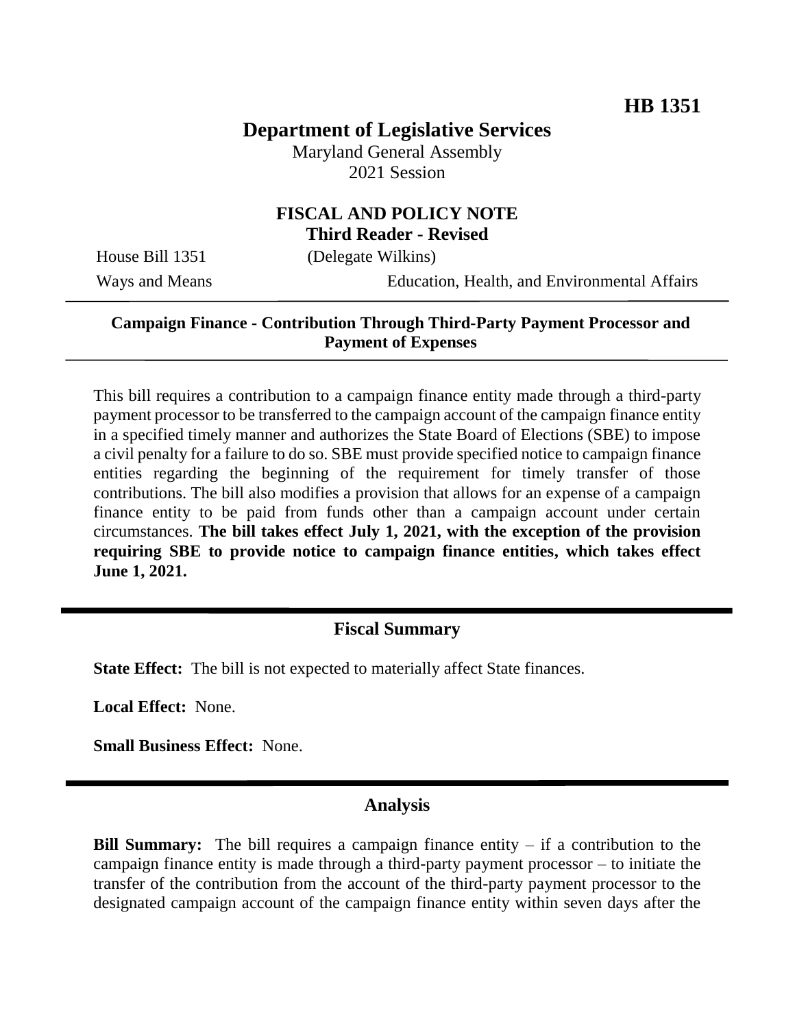**HB 1351**

# Department of Legislative Services

Maryland General Assembly
2021 Session

## FISCAL AND POLICY NOTE
**Third Reader - Revised**

House Bill 1351 (Delegate Wilkins)
Ways and Means Education, Health, and Environmental Affairs

**Campaign Finance - Contribution Through Third-Party Payment Processor and Payment of Expenses**

This bill requires a contribution to a campaign finance entity made through a third-party payment processor to be transferred to the campaign account of the campaign finance entity in a specified timely manner and authorizes the State Board of Elections (SBE) to impose a civil penalty for a failure to do so. SBE must provide specified notice to campaign finance entities regarding the beginning of the requirement for timely transfer of those contributions. The bill also modifies a provision that allows for an expense of a campaign finance entity to be paid from funds other than a campaign account under certain circumstances. **The bill takes effect July 1, 2021, with the exception of the provision requiring SBE to provide notice to campaign finance entities, which takes effect June 1, 2021.**

## Fiscal Summary

**State Effect:** The bill is not expected to materially affect State finances.

**Local Effect:** None.

**Small Business Effect:** None.

## Analysis

**Bill Summary:** The bill requires a campaign finance entity – if a contribution to the campaign finance entity is made through a third-party payment processor – to initiate the transfer of the contribution from the account of the third-party payment processor to the designated campaign account of the campaign finance entity within seven days after the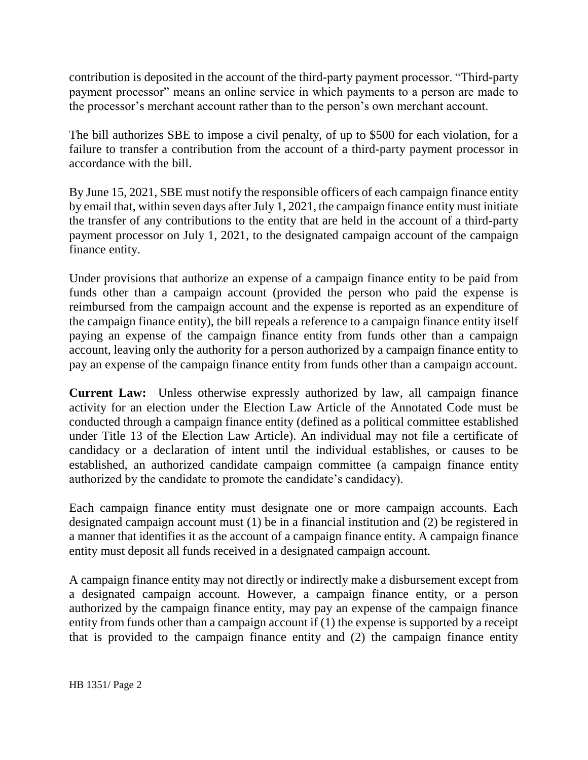contribution is deposited in the account of the third-party payment processor. "Third-party payment processor" means an online service in which payments to a person are made to the processor's merchant account rather than to the person's own merchant account.

The bill authorizes SBE to impose a civil penalty, of up to $500 for each violation, for a failure to transfer a contribution from the account of a third-party payment processor in accordance with the bill.

By June 15, 2021, SBE must notify the responsible officers of each campaign finance entity by email that, within seven days after July 1, 2021, the campaign finance entity must initiate the transfer of any contributions to the entity that are held in the account of a third-party payment processor on July 1, 2021, to the designated campaign account of the campaign finance entity.

Under provisions that authorize an expense of a campaign finance entity to be paid from funds other than a campaign account (provided the person who paid the expense is reimbursed from the campaign account and the expense is reported as an expenditure of the campaign finance entity), the bill repeals a reference to a campaign finance entity itself paying an expense of the campaign finance entity from funds other than a campaign account, leaving only the authority for a person authorized by a campaign finance entity to pay an expense of the campaign finance entity from funds other than a campaign account.

**Current Law:** Unless otherwise expressly authorized by law, all campaign finance activity for an election under the Election Law Article of the Annotated Code must be conducted through a campaign finance entity (defined as a political committee established under Title 13 of the Election Law Article). An individual may not file a certificate of candidacy or a declaration of intent until the individual establishes, or causes to be established, an authorized candidate campaign committee (a campaign finance entity authorized by the candidate to promote the candidate's candidacy).

Each campaign finance entity must designate one or more campaign accounts. Each designated campaign account must (1) be in a financial institution and (2) be registered in a manner that identifies it as the account of a campaign finance entity. A campaign finance entity must deposit all funds received in a designated campaign account.

A campaign finance entity may not directly or indirectly make a disbursement except from a designated campaign account. However, a campaign finance entity, or a person authorized by the campaign finance entity, may pay an expense of the campaign finance entity from funds other than a campaign account if (1) the expense is supported by a receipt that is provided to the campaign finance entity and (2) the campaign finance entity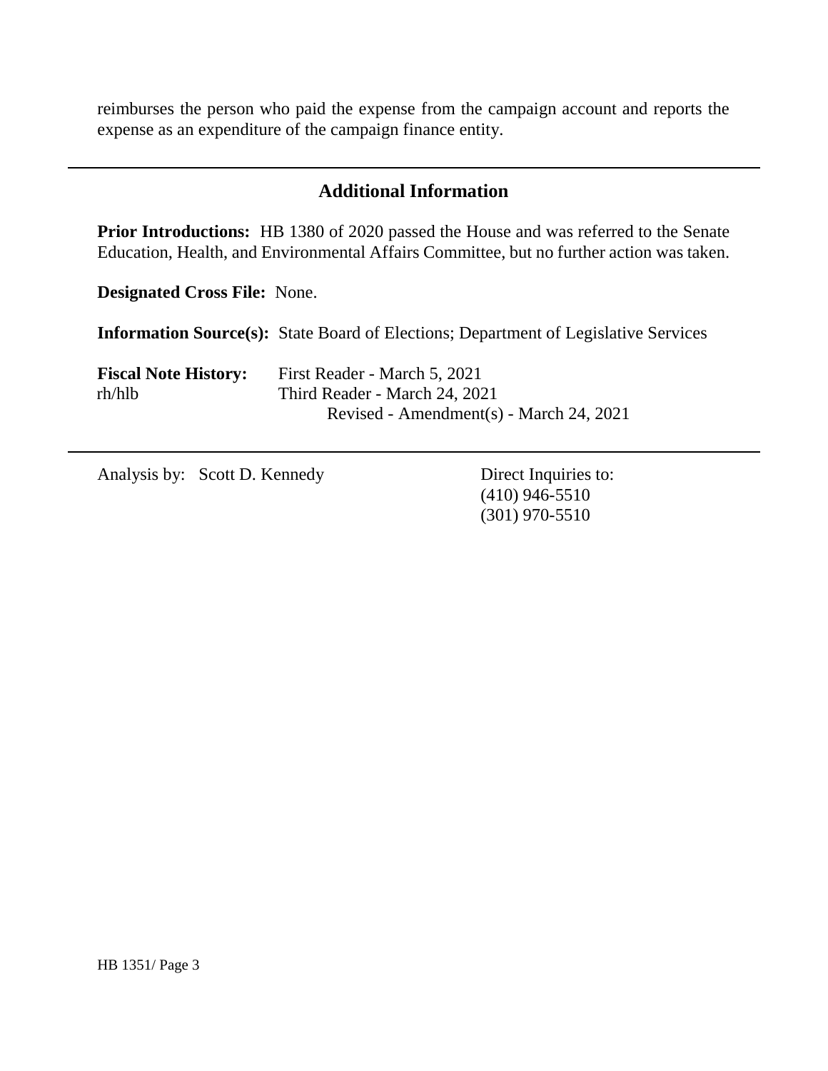reimburses the person who paid the expense from the campaign account and reports the expense as an expenditure of the campaign finance entity.

## Additional Information

**Prior Introductions:** HB 1380 of 2020 passed the House and was referred to the Senate Education, Health, and Environmental Affairs Committee, but no further action was taken.

**Designated Cross File:** None.

**Information Source(s):** State Board of Elections; Department of Legislative Services

| | |
|---|---|
| **Fiscal Note History:** | First Reader - March 5, 2021 |
| rh/hlb | Third Reader - March 24, 2021 |
| | Revised - Amendment(s) - March 24, 2021 |

| | |
|---|---|
| Analysis by: Scott D. Kennedy | Direct Inquiries to: |
| | (410) 946-5510 |
| | (301) 970-5510 |